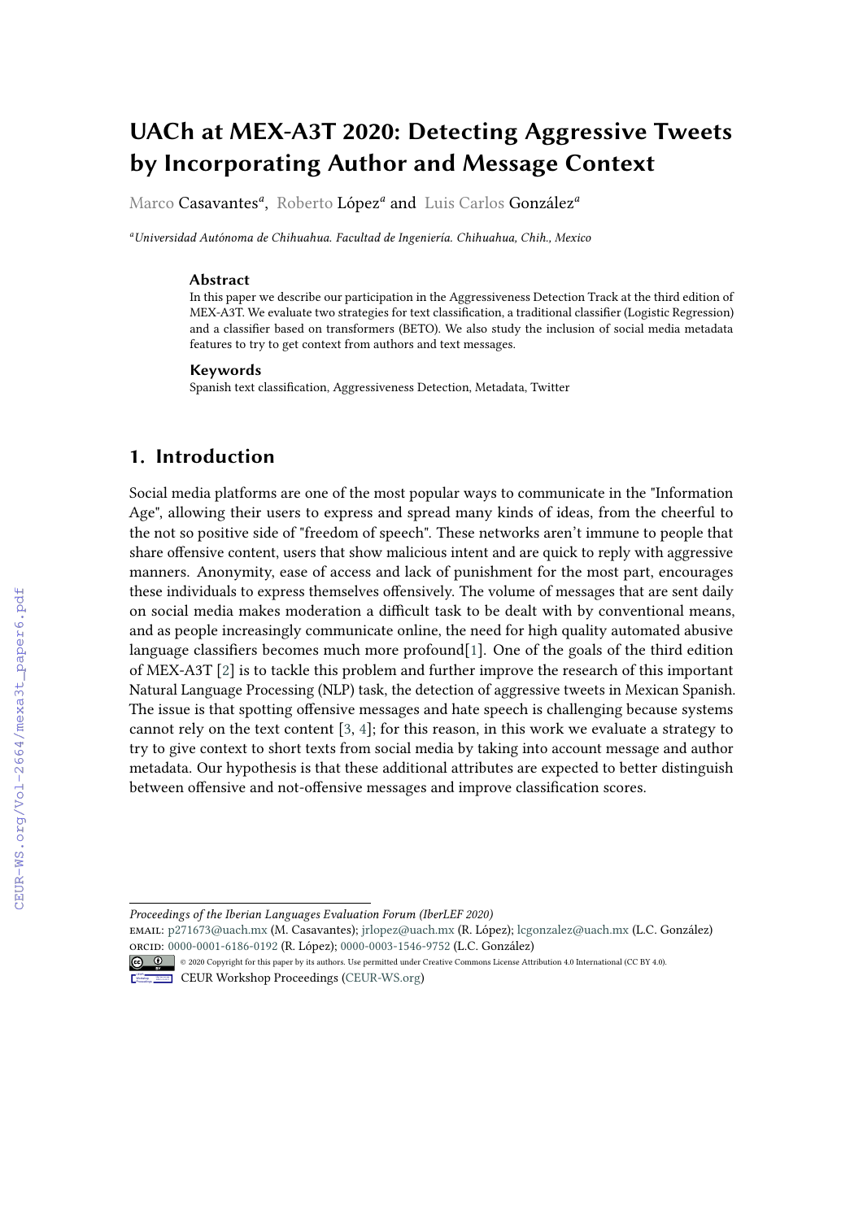# UACh at MEX-A3T 2020: Detecting Aggressive Tweets by Incorporating Author and Message Context

Marco Casavantes[a], Roberto López[a] and Luis Carlos González[a]

[a]*Universidad Autónoma de Chihuahua. Facultad de Ingeniería. Chihuahua, Chih., Mexico*

### Abstract

In this paper we describe our participation in the Aggressiveness Detection Track at the third edition of MEX-A3T. We evaluate two strategies for text classification, a traditional classifier (Logistic Regression) and a classifier based on transformers (BETO). We also study the inclusion of social media metadata features to try to get context from authors and text messages.

### Keywords

Spanish text classification, Aggressiveness Detection, Metadata, Twitter

## 1. Introduction

Social media platforms are one of the most popular ways to communicate in the "Information Age", allowing their users to express and spread many kinds of ideas, from the cheerful to the not so positive side of "freedom of speech". These networks aren't immune to people that share offensive content, users that show malicious intent and are quick to reply with aggressive manners. Anonymity, ease of access and lack of punishment for the most part, encourages these individuals to express themselves offensively. The volume of messages that are sent daily on social media makes moderation a difficult task to be dealt with by conventional means, and as people increasingly communicate online, the need for high quality automated abusive language classifiers becomes much more profound[1]. One of the goals of the third edition of MEX-A3T [2] is to tackle this problem and further improve the research of this important Natural Language Processing (NLP) task, the detection of aggressive tweets in Mexican Spanish. The issue is that spotting offensive messages and hate speech is challenging because systems cannot rely on the text content [3, 4]; for this reason, in this work we evaluate a strategy to try to give context to short texts from social media by taking into account message and author metadata. Our hypothesis is that these additional attributes are expected to better distinguish between offensive and not-offensive messages and improve classification scores.

---

*Proceedings of the Iberian Languages Evaluation Forum (IberLEF 2020)*

EMAIL: p271673@uach.mx (M. Casavantes); jrlopez@uach.mx (R. López); lcgonzalez@uach.mx (L.C. González)

ORCID: 0000-0001-6186-0192 (R. López); 0000-0003-1546-9752 (L.C. González)

© 2020 Copyright for this paper by its authors. Use permitted under Creative Commons License Attribution 4.0 International (CC BY 4.0).

CEUR Workshop Proceedings (CEUR-WS.org)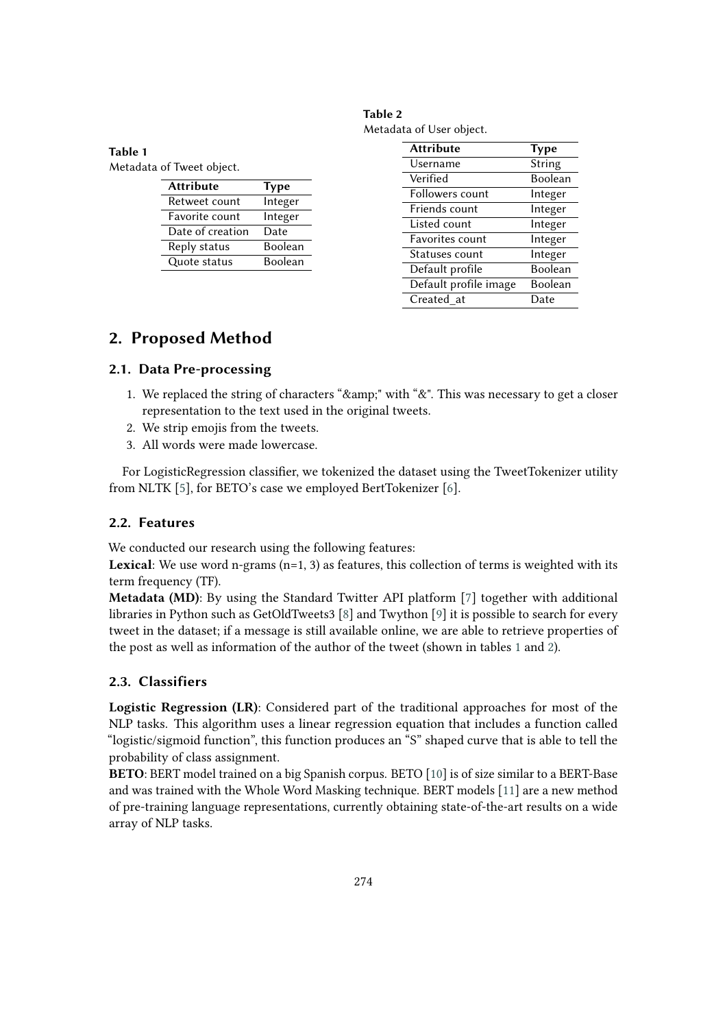**Table 1**
Metadata of Tweet object.

| Attribute | Type |
|---|---|
| Retweet count | Integer |
| Favorite count | Integer |
| Date of creation | Date |
| Reply status | Boolean |
| Quote status | Boolean |

**Table 2**
Metadata of User object.

| Attribute | Type |
|---|---|
| Username | String |
| Verified | Boolean |
| Followers count | Integer |
| Friends count | Integer |
| Listed count | Integer |
| Favorites count | Integer |
| Statuses count | Integer |
| Default profile | Boolean |
| Default profile image | Boolean |
| Created_at | Date |

## 2. Proposed Method

### 2.1. Data Pre-processing

1. We replaced the string of characters "&amp;" with "&". This was necessary to get a closer representation to the text used in the original tweets.
2. We strip emojis from the tweets.
3. All words were made lowercase.

For LogisticRegression classifier, we tokenized the dataset using the TweetTokenizer utility from NLTK [5], for BETO's case we employed BertTokenizer [6].

### 2.2. Features

We conducted our research using the following features:

**Lexical**: We use word n-grams (n=1, 3) as features, this collection of terms is weighted with its term frequency (TF).

**Metadata (MD)**: By using the Standard Twitter API platform [7] together with additional libraries in Python such as GetOldTweets3 [8] and Twython [9] it is possible to search for every tweet in the dataset; if a message is still available online, we are able to retrieve properties of the post as well as information of the author of the tweet (shown in tables 1 and 2).

### 2.3. Classifiers

**Logistic Regression (LR)**: Considered part of the traditional approaches for most of the NLP tasks. This algorithm uses a linear regression equation that includes a function called "logistic/sigmoid function", this function produces an "S" shaped curve that is able to tell the probability of class assignment.

**BETO**: BERT model trained on a big Spanish corpus. BETO [10] is of size similar to a BERT-Base and was trained with the Whole Word Masking technique. BERT models [11] are a new method of pre-training language representations, currently obtaining state-of-the-art results on a wide array of NLP tasks.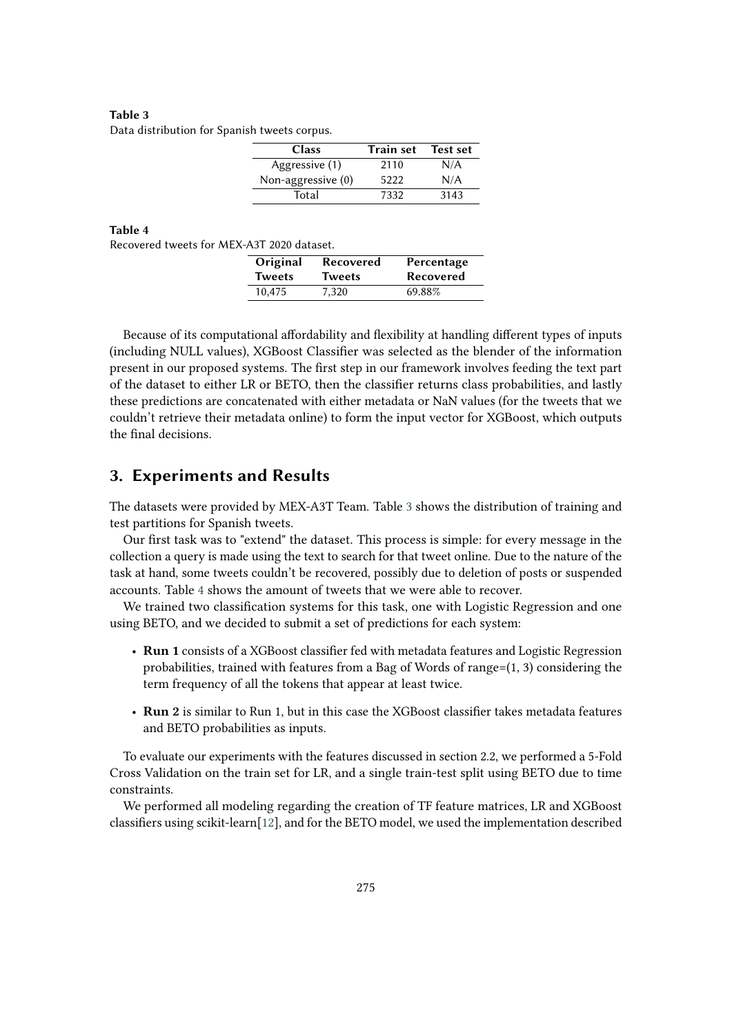**Table 3**
Data distribution for Spanish tweets corpus.

| Class | Train set | Test set |
|---|---|---|
| Aggressive (1) | 2110 | N/A |
| Non-aggressive (0) | 5222 | N/A |
| Total | 7332 | 3143 |

**Table 4**
Recovered tweets for MEX-A3T 2020 dataset.

| Original Tweets | Recovered Tweets | Percentage Recovered |
|---|---|---|
| 10,475 | 7,320 | 69.88% |

Because of its computational affordability and flexibility at handling different types of inputs (including NULL values), XGBoost Classifier was selected as the blender of the information present in our proposed systems. The first step in our framework involves feeding the text part of the dataset to either LR or BETO, then the classifier returns class probabilities, and lastly these predictions are concatenated with either metadata or NaN values (for the tweets that we couldn't retrieve their metadata online) to form the input vector for XGBoost, which outputs the final decisions.

## 3. Experiments and Results

The datasets were provided by MEX-A3T Team. Table 3 shows the distribution of training and test partitions for Spanish tweets.

Our first task was to "extend" the dataset. This process is simple: for every message in the collection a query is made using the text to search for that tweet online. Due to the nature of the task at hand, some tweets couldn't be recovered, possibly due to deletion of posts or suspended accounts. Table 4 shows the amount of tweets that we were able to recover.

We trained two classification systems for this task, one with Logistic Regression and one using BETO, and we decided to submit a set of predictions for each system:

- **Run 1** consists of a XGBoost classifier fed with metadata features and Logistic Regression probabilities, trained with features from a Bag of Words of range=(1, 3) considering the term frequency of all the tokens that appear at least twice.
- **Run 2** is similar to Run 1, but in this case the XGBoost classifier takes metadata features and BETO probabilities as inputs.

To evaluate our experiments with the features discussed in section 2.2, we performed a 5-Fold Cross Validation on the train set for LR, and a single train-test split using BETO due to time constraints.

We performed all modeling regarding the creation of TF feature matrices, LR and XGBoost classifiers using scikit-learn[12], and for the BETO model, we used the implementation described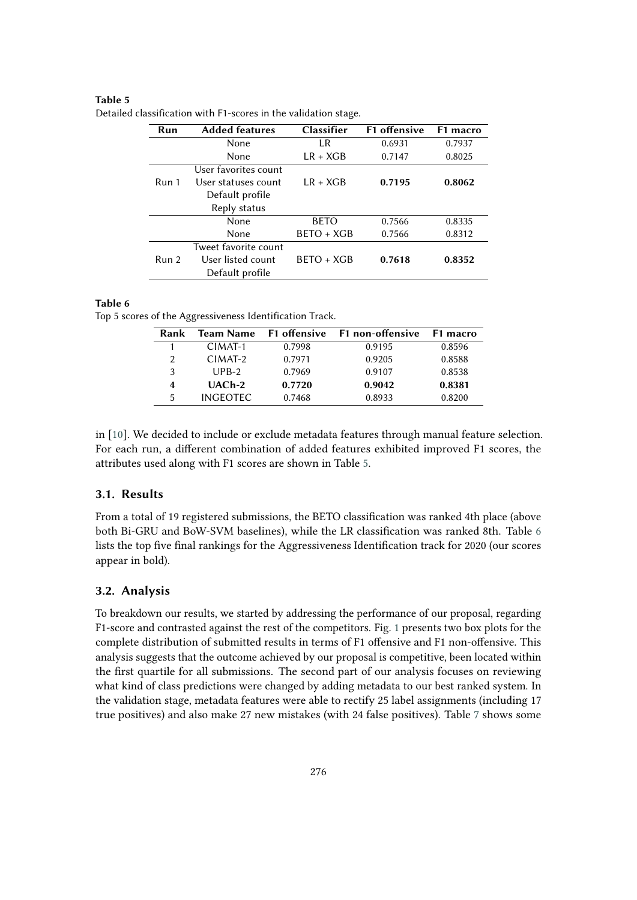**Table 5**
Detailed classification with F1-scores in the validation stage.

| Run | Added features | Classifier | F1 offensive | F1 macro |
|---|---|---|---|---|
| | None | LR | 0.6931 | 0.7937 |
| | None | LR + XGB | 0.7147 | 0.8025 |
| Run 1 | User favorites count<br>User statuses count<br>Default profile<br>Reply status | LR + XGB | **0.7195** | **0.8062** |
| | None | BETO | 0.7566 | 0.8335 |
| | None | BETO + XGB | 0.7566 | 0.8312 |
| Run 2 | Tweet favorite count<br>User listed count<br>Default profile | BETO + XGB | **0.7618** | **0.8352** |

**Table 6**
Top 5 scores of the Aggressiveness Identification Track.

| Rank | Team Name | F1 offensive | F1 non-offensive | F1 macro |
|---|---|---|---|---|
| 1 | CIMAT-1 | 0.7998 | 0.9195 | 0.8596 |
| 2 | CIMAT-2 | 0.7971 | 0.9205 | 0.8588 |
| 3 | UPB-2 | 0.7969 | 0.9107 | 0.8538 |
| **4** | **UACh-2** | **0.7720** | **0.9042** | **0.8381** |
| 5 | INGEOTEC | 0.7468 | 0.8933 | 0.8200 |

in [10]. We decided to include or exclude metadata features through manual feature selection. For each run, a different combination of added features exhibited improved F1 scores, the attributes used along with F1 scores are shown in Table 5.

## 3.1. Results

From a total of 19 registered submissions, the BETO classification was ranked 4th place (above both Bi-GRU and BoW-SVM baselines), while the LR classification was ranked 8th. Table 6 lists the top five final rankings for the Aggressiveness Identification track for 2020 (our scores appear in bold).

## 3.2. Analysis

To breakdown our results, we started by addressing the performance of our proposal, regarding F1-score and contrasted against the rest of the competitors. Fig. 1 presents two box plots for the complete distribution of submitted results in terms of F1 offensive and F1 non-offensive. This analysis suggests that the outcome achieved by our proposal is competitive, been located within the first quartile for all submissions. The second part of our analysis focuses on reviewing what kind of class predictions were changed by adding metadata to our best ranked system. In the validation stage, metadata features were able to rectify 25 label assignments (including 17 true positives) and also make 27 new mistakes (with 24 false positives). Table 7 shows some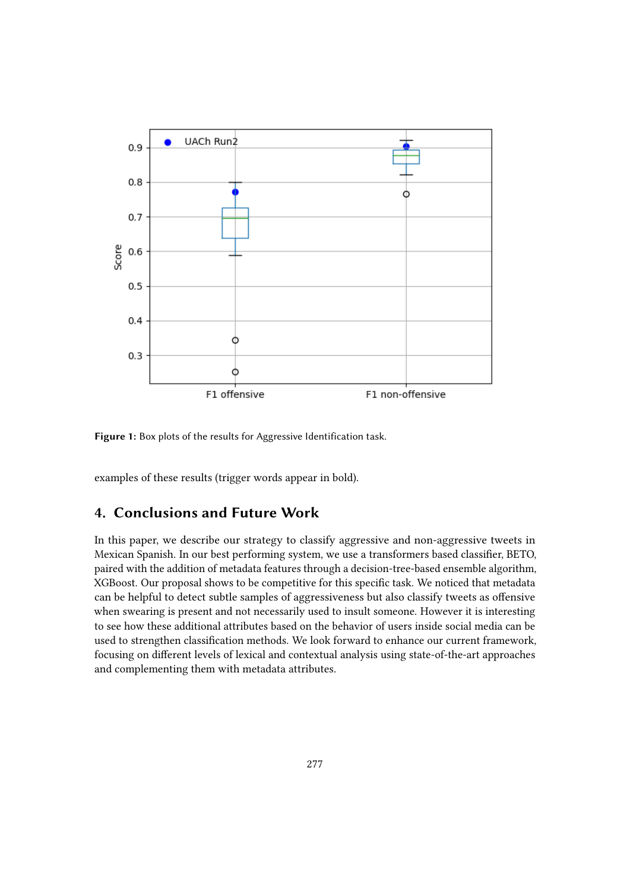**Figure 1:** Box plots of the results for Aggressive Identification task.

examples of these results (trigger words appear in bold).

## 4. Conclusions and Future Work

In this paper, we describe our strategy to classify aggressive and non-aggressive tweets in Mexican Spanish. In our best performing system, we use a transformers based classifier, BETO, paired with the addition of metadata features through a decision-tree-based ensemble algorithm, XGBoost. Our proposal shows to be competitive for this specific task. We noticed that metadata can be helpful to detect subtle samples of aggressiveness but also classify tweets as offensive when swearing is present and not necessarily used to insult someone. However it is interesting to see how these additional attributes based on the behavior of users inside social media can be used to strengthen classification methods. We look forward to enhance our current framework, focusing on different levels of lexical and contextual analysis using state-of-the-art approaches and complementing them with metadata attributes.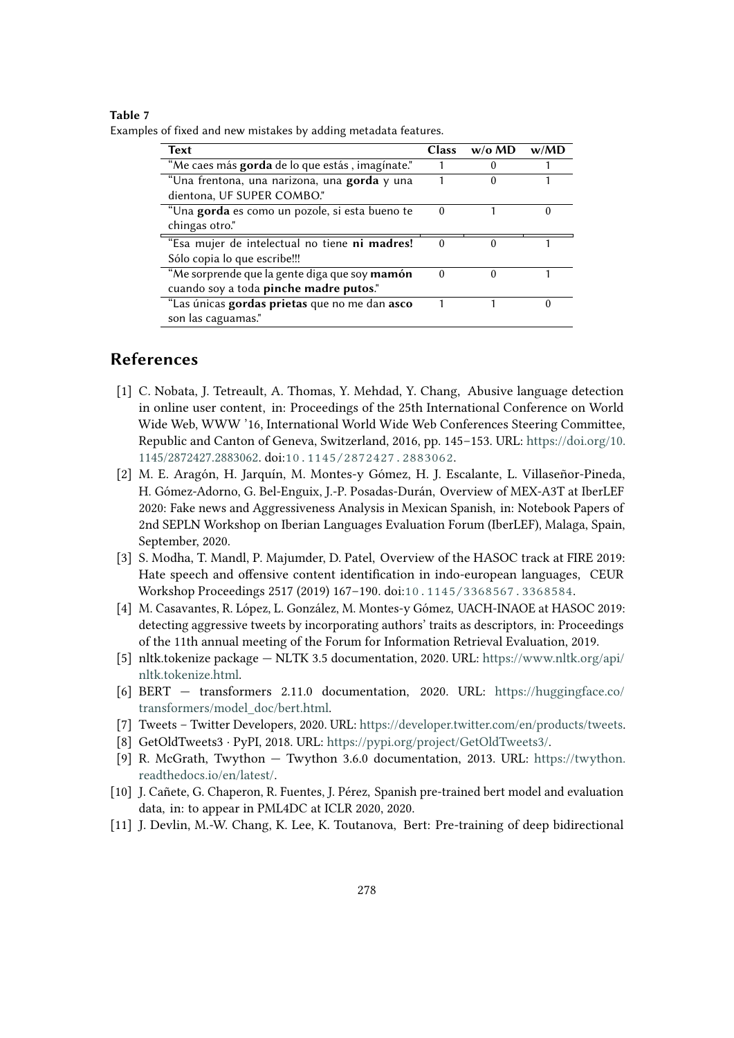**Table 7**
Examples of fixed and new mistakes by adding metadata features.

| Text | Class | w/o MD | w/MD |
|---|---|---|---|
| "Me caes más **gorda** de lo que estás , imagínate." | 1 | 0 | 1 |
| "Una frentona, una narizona, una **gorda** y una dientona, UF SUPER COMBO." | 1 | 0 | 1 |
| "Una **gorda** es como un pozole, si esta bueno te chingas otro." | 0 | 1 | 0 |
| "Esa mujer de intelectual no tiene **ni madres!** Sólo copia lo que escribe!!!" | 0 | 0 | 1 |
| "Me sorprende que la gente diga que soy **mamón** cuando soy a toda **pinche madre putos**." | 0 | 0 | 1 |
| "Las únicas **gordas prietas** que no me dan **asco** son las caguamas." | 1 | 1 | 0 |

## References

[1] C. Nobata, J. Tetreault, A. Thomas, Y. Mehdad, Y. Chang, Abusive language detection in online user content, in: Proceedings of the 25th International Conference on World Wide Web, WWW '16, International World Wide Web Conferences Steering Committee, Republic and Canton of Geneva, Switzerland, 2016, pp. 145–153. URL: https://doi.org/10.1145/2872427.2883062. doi:10.1145/2872427.2883062.

[2] M. E. Aragón, H. Jarquín, M. Montes-y Gómez, H. J. Escalante, L. Villaseñor-Pineda, H. Gómez-Adorno, G. Bel-Enguix, J.-P. Posadas-Durán, Overview of MEX-A3T at IberLEF 2020: Fake news and Aggressiveness Analysis in Mexican Spanish, in: Notebook Papers of 2nd SEPLN Workshop on Iberian Languages Evaluation Forum (IberLEF), Malaga, Spain, September, 2020.

[3] S. Modha, T. Mandl, P. Majumder, D. Patel, Overview of the HASOC track at FIRE 2019: Hate speech and offensive content identification in indo-european languages, CEUR Workshop Proceedings 2517 (2019) 167–190. doi:10.1145/3368567.3368584.

[4] M. Casavantes, R. López, L. González, M. Montes-y Gómez, UACH-INAOE at HASOC 2019: detecting aggressive tweets by incorporating authors' traits as descriptors, in: Proceedings of the 11th annual meeting of the Forum for Information Retrieval Evaluation, 2019.

[5] nltk.tokenize package — NLTK 3.5 documentation, 2020. URL: https://www.nltk.org/api/nltk.tokenize.html.

[6] BERT — transformers 2.11.0 documentation, 2020. URL: https://huggingface.co/transformers/model_doc/bert.html.

[7] Tweets – Twitter Developers, 2020. URL: https://developer.twitter.com/en/products/tweets.

[8] GetOldTweets3 · PyPI, 2018. URL: https://pypi.org/project/GetOldTweets3/.

[9] R. McGrath, Twython — Twython 3.6.0 documentation, 2013. URL: https://twython.readthedocs.io/en/latest/.

[10] J. Cañete, G. Chaperon, R. Fuentes, J. Pérez, Spanish pre-trained bert model and evaluation data, in: to appear in PML4DC at ICLR 2020, 2020.

[11] J. Devlin, M.-W. Chang, K. Lee, K. Toutanova, Bert: Pre-training of deep bidirectional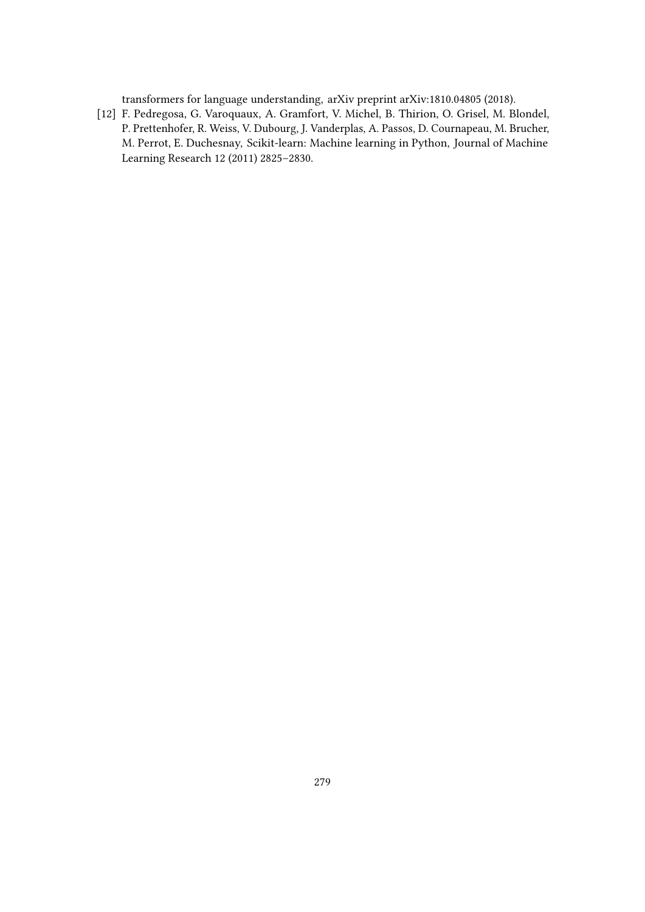transformers for language understanding, arXiv preprint arXiv:1810.04805 (2018).

[12] F. Pedregosa, G. Varoquaux, A. Gramfort, V. Michel, B. Thirion, O. Grisel, M. Blondel, P. Prettenhofer, R. Weiss, V. Dubourg, J. Vanderplas, A. Passos, D. Cournapeau, M. Brucher, M. Perrot, E. Duchesnay, Scikit-learn: Machine learning in Python, Journal of Machine Learning Research 12 (2011) 2825–2830.